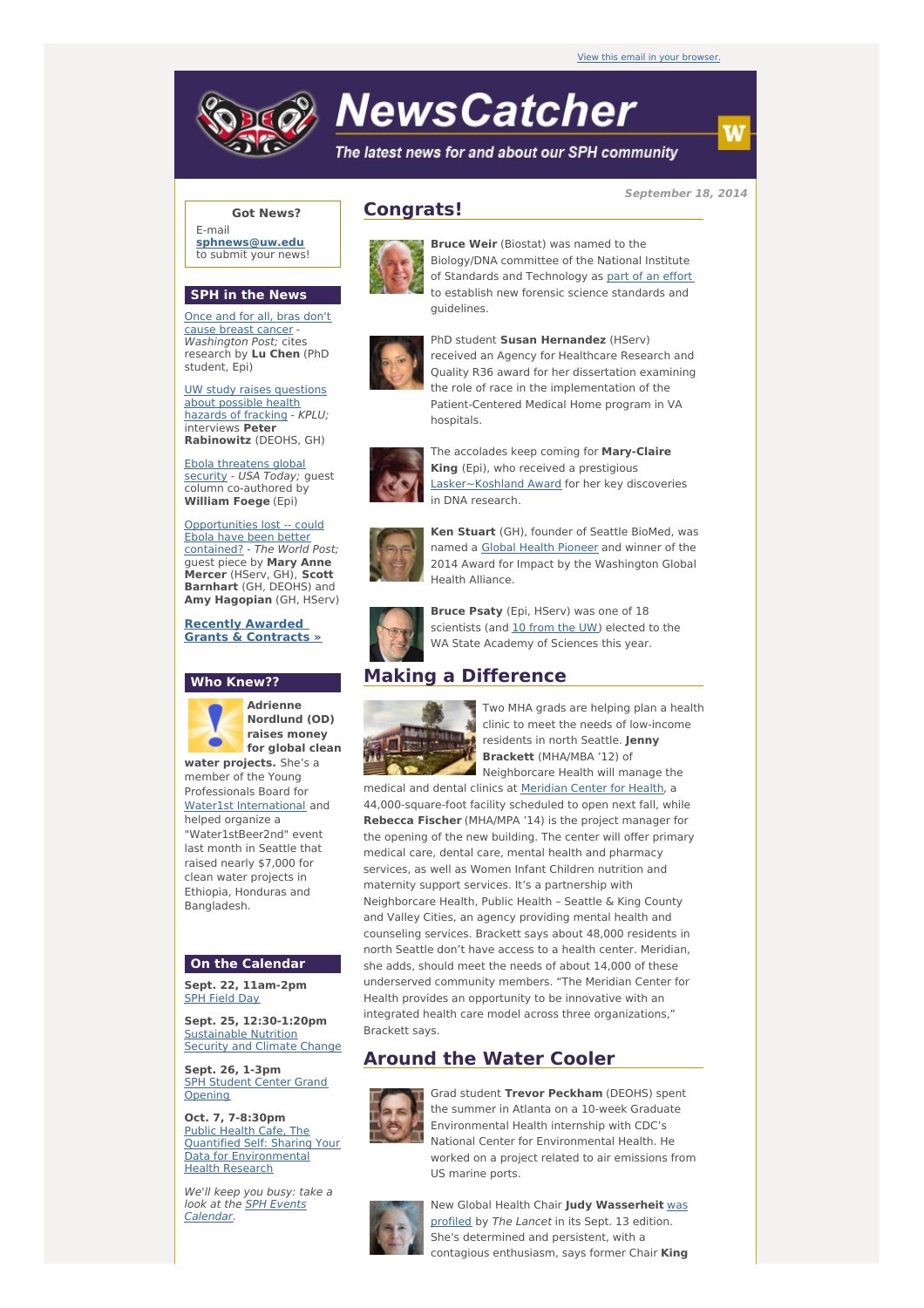View this email in your browser.

# NewsCatcher

*The latest news for and about our SPH community*

September 18, 2014

**Got News?**

E-mail **sphnews@uw.edu** to submit your news!

## SPH in the News

Once and for all, bras don't cause breast cancer - *Washington Post;* cites research by **Lu Chen** (PhD student, Epi)

UW study raises questions about possible health hazards of fracking - *KPLU;* interviews **Peter Rabinowitz** (DEOHS, GH)

Ebola threatens global security - *USA Today;* guest column co-authored by **William Foege** (Epi)

Opportunities lost -- could Ebola have been better contained? - *The World Post;* guest piece by **Mary Anne Mercer** (HServ, GH), **Scott Barnhart** (GH, DEOHS) and **Amy Hagopian** (GH, HServ)

**Recently Awarded Grants & Contracts »**

## Who Knew??

**Adrienne Nordlund (OD) raises money for global clean water projects.** She's a member of the Young Professionals Board for Water1st International and helped organize a "Water1stBeer2nd" event last month in Seattle that raised nearly $7,000 for clean water projects in Ethiopia, Honduras and Bangladesh.

## On the Calendar

**Sept. 22, 11am-2pm**
SPH Field Day

**Sept. 25, 12:30-1:20pm**
Sustainable Nutrition Security and Climate Change

**Sept. 26, 1-3pm**
SPH Student Center Grand Opening

**Oct. 7, 7-8:30pm**
Public Health Cafe, The Quantified Self: Sharing Your Data for Environmental Health Research

*We'll keep you busy: take a look at the SPH Events Calendar.*

## Congrats!

**Bruce Weir** (Biostat) was named to the Biology/DNA committee of the National Institute of Standards and Technology as part of an effort to establish new forensic science standards and guidelines.

PhD student **Susan Hernandez** (HServ) received an Agency for Healthcare Research and Quality R36 award for her dissertation examining the role of race in the implementation of the Patient-Centered Medical Home program in VA hospitals.

The accolades keep coming for **Mary-Claire King** (Epi), who received a prestigious Lasker~Koshland Award for her key discoveries in DNA research.

**Ken Stuart** (GH), founder of Seattle BioMed, was named a Global Health Pioneer and winner of the 2014 Award for Impact by the Washington Global Health Alliance.

**Bruce Psaty** (Epi, HServ) was one of 18 scientists (and 10 from the UW) elected to the WA State Academy of Sciences this year.

## Making a Difference

Two MHA grads are helping plan a health clinic to meet the needs of low-income residents in north Seattle. **Jenny Brackett** (MHA/MBA '12) of Neighborcare Health will manage the medical and dental clinics at Meridian Center for Health, a 44,000-square-foot facility scheduled to open next fall, while **Rebecca Fischer** (MHA/MPA '14) is the project manager for the opening of the new building. The center will offer primary medical care, dental care, mental health and pharmacy services, as well as Women Infant Children nutrition and maternity support services. It's a partnership with Neighborcare Health, Public Health – Seattle & King County and Valley Cities, an agency providing mental health and counseling services. Brackett says about 48,000 residents in north Seattle don't have access to a health center. Meridian, she adds, should meet the needs of about 14,000 of these underserved community members. "The Meridian Center for Health provides an opportunity to be innovative with an integrated health care model across three organizations," Brackett says.

## Around the Water Cooler

Grad student **Trevor Peckham** (DEOHS) spent the summer in Atlanta on a 10-week Graduate Environmental Health internship with CDC's National Center for Environmental Health. He worked on a project related to air emissions from US marine ports.

New Global Health Chair **Judy Wasserheit** was profiled by *The Lancet* in its Sept. 13 edition. She's determined and persistent, with a contagious enthusiasm, says former Chair **King**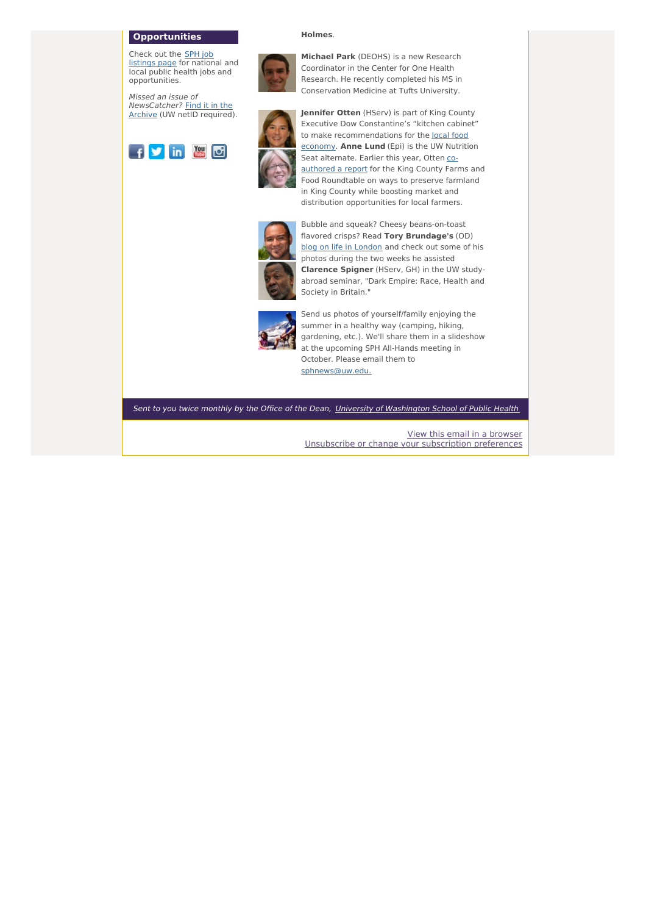## Opportunities

Check out the SPH job listings page for national and local public health jobs and opportunities.

*Missed an issue of NewsCatcher?* Find it in the Archive (UW netID required).

**Holmes**.

**Michael Park** (DEOHS) is a new Research Coordinator in the Center for One Health Research. He recently completed his MS in Conservation Medicine at Tufts University.

**Jennifer Otten** (HServ) is part of King County Executive Dow Constantine's "kitchen cabinet" to make recommendations for the local food economy. **Anne Lund** (Epi) is the UW Nutrition Seat alternate. Earlier this year, Otten co-authored a report for the King County Farms and Food Roundtable on ways to preserve farmland in King County while boosting market and distribution opportunities for local farmers.

Bubble and squeak? Cheesy beans-on-toast flavored crisps? Read **Tory Brundage's** (OD) blog on life in London and check out some of his photos during the two weeks he assisted **Clarence Spigner** (HServ, GH) in the UW study-abroad seminar, "Dark Empire: Race, Health and Society in Britain."

Send us photos of yourself/family enjoying the summer in a healthy way (camping, hiking, gardening, etc.). We'll share them in a slideshow at the upcoming SPH All-Hands meeting in October. Please email them to sphnews@uw.edu.

*Sent to you twice monthly by the Office of the Dean, University of Washington School of Public Health*

View this email in a browser
Unsubscribe or change your subscription preferences